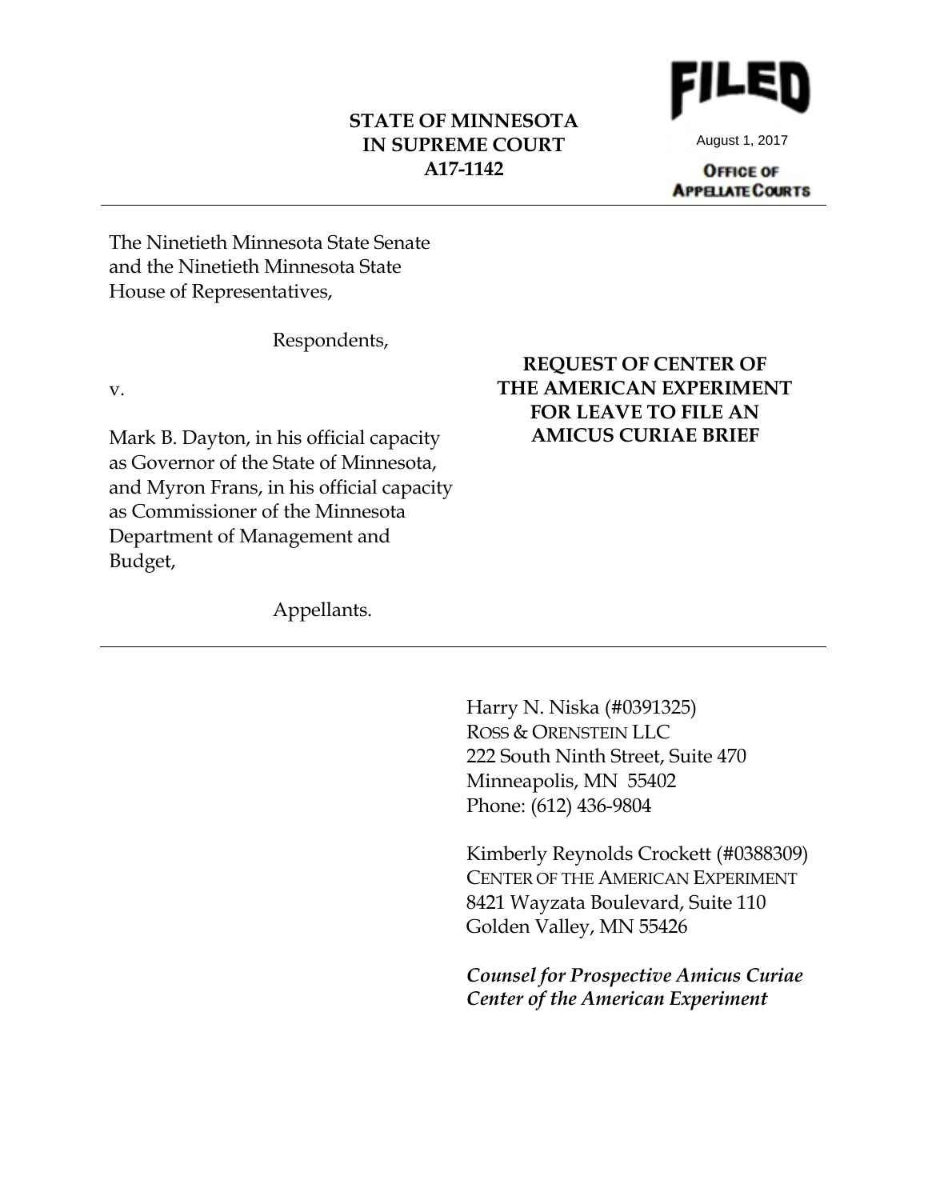**STATE OF MINNESOTA**
**IN SUPREME COURT**
**A17-1142**

FILED
August 1, 2017
OFFICE OF APPELLATE COURTS

---

The Ninetieth Minnesota State Senate and the Ninetieth Minnesota State House of Representatives,

Respondents,

v.

Mark B. Dayton, in his official capacity as Governor of the State of Minnesota, and Myron Frans, in his official capacity as Commissioner of the Minnesota Department of Management and Budget,

Appellants.

**REQUEST OF CENTER OF THE AMERICAN EXPERIMENT FOR LEAVE TO FILE AN AMICUS CURIAE BRIEF**

---

Harry N. Niska (#0391325)
ROSS & ORENSTEIN LLC
222 South Ninth Street, Suite 470
Minneapolis, MN 55402
Phone: (612) 436-9804

Kimberly Reynolds Crockett (#0388309)
CENTER OF THE AMERICAN EXPERIMENT
8421 Wayzata Boulevard, Suite 110
Golden Valley, MN 55426

***Counsel for Prospective Amicus Curiae Center of the American Experiment***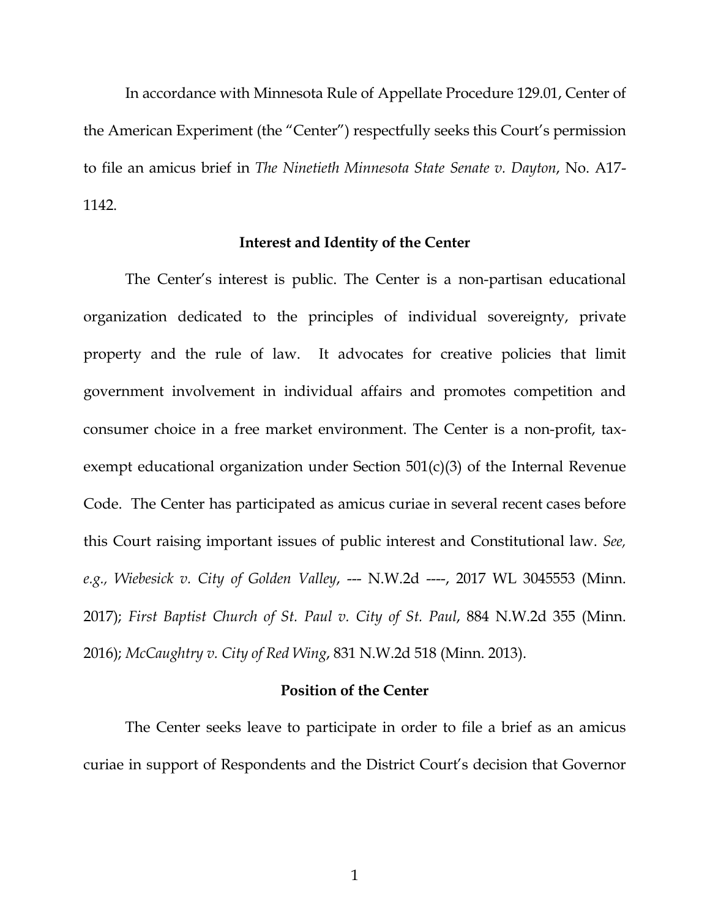In accordance with Minnesota Rule of Appellate Procedure 129.01, Center of the American Experiment (the "Center") respectfully seeks this Court's permission to file an amicus brief in *The Ninetieth Minnesota State Senate v. Dayton*, No. A17-1142.

## Interest and Identity of the Center

The Center's interest is public. The Center is a non-partisan educational organization dedicated to the principles of individual sovereignty, private property and the rule of law. It advocates for creative policies that limit government involvement in individual affairs and promotes competition and consumer choice in a free market environment. The Center is a non-profit, tax-exempt educational organization under Section 501(c)(3) of the Internal Revenue Code. The Center has participated as amicus curiae in several recent cases before this Court raising important issues of public interest and Constitutional law. *See, e.g., Wiebesick v. City of Golden Valley*, --- N.W.2d ----, 2017 WL 3045553 (Minn. 2017); *First Baptist Church of St. Paul v. City of St. Paul*, 884 N.W.2d 355 (Minn. 2016); *McCaughtry v. City of Red Wing*, 831 N.W.2d 518 (Minn. 2013).

## Position of the Center

The Center seeks leave to participate in order to file a brief as an amicus curiae in support of Respondents and the District Court's decision that Governor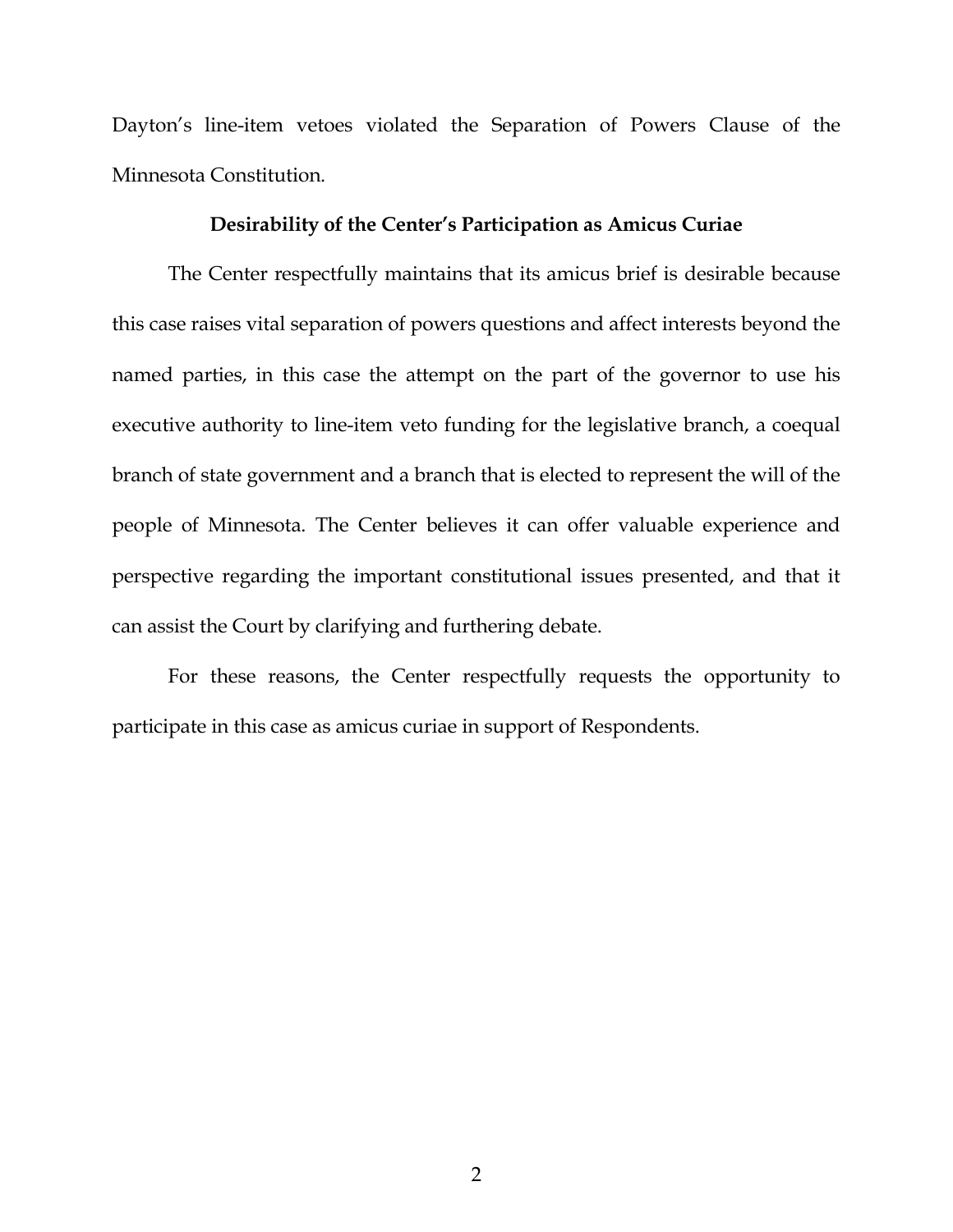Dayton's line-item vetoes violated the Separation of Powers Clause of the Minnesota Constitution.

**Desirability of the Center's Participation as Amicus Curiae**

The Center respectfully maintains that its amicus brief is desirable because this case raises vital separation of powers questions and affect interests beyond the named parties, in this case the attempt on the part of the governor to use his executive authority to line-item veto funding for the legislative branch, a coequal branch of state government and a branch that is elected to represent the will of the people of Minnesota. The Center believes it can offer valuable experience and perspective regarding the important constitutional issues presented, and that it can assist the Court by clarifying and furthering debate.

For these reasons, the Center respectfully requests the opportunity to participate in this case as amicus curiae in support of Respondents.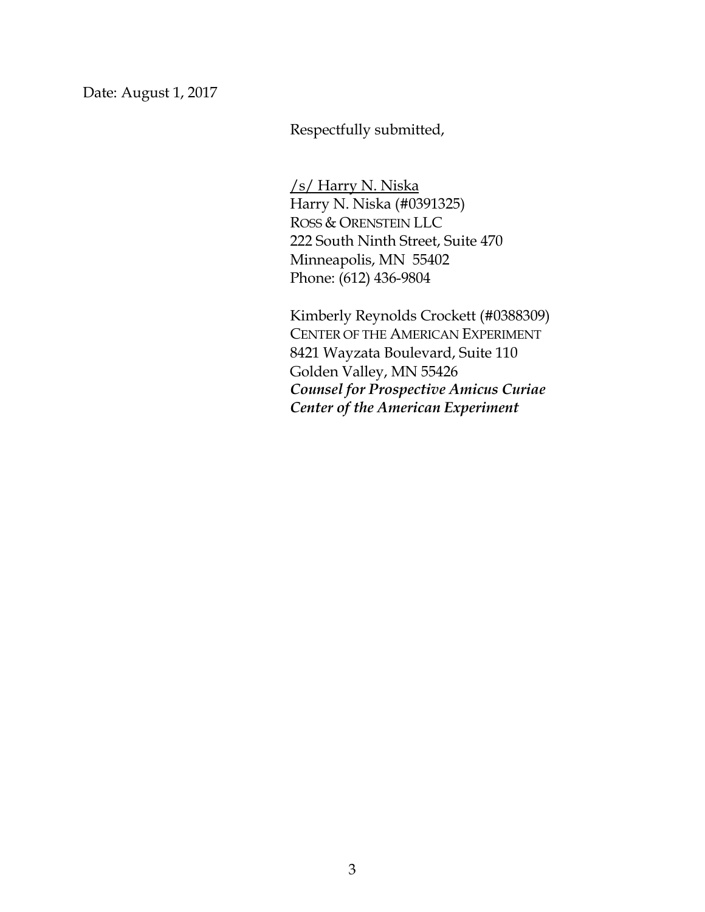Date: August 1, 2017

Respectfully submitted,

/s/ Harry N. Niska
Harry N. Niska (#0391325)
ROSS & ORENSTEIN LLC
222 South Ninth Street, Suite 470
Minneapolis, MN 55402
Phone: (612) 436-9804

Kimberly Reynolds Crockett (#0388309)
CENTER OF THE AMERICAN EXPERIMENT
8421 Wayzata Boulevard, Suite 110
Golden Valley, MN 55426
***Counsel for Prospective Amicus Curiae***
***Center of the American Experiment***